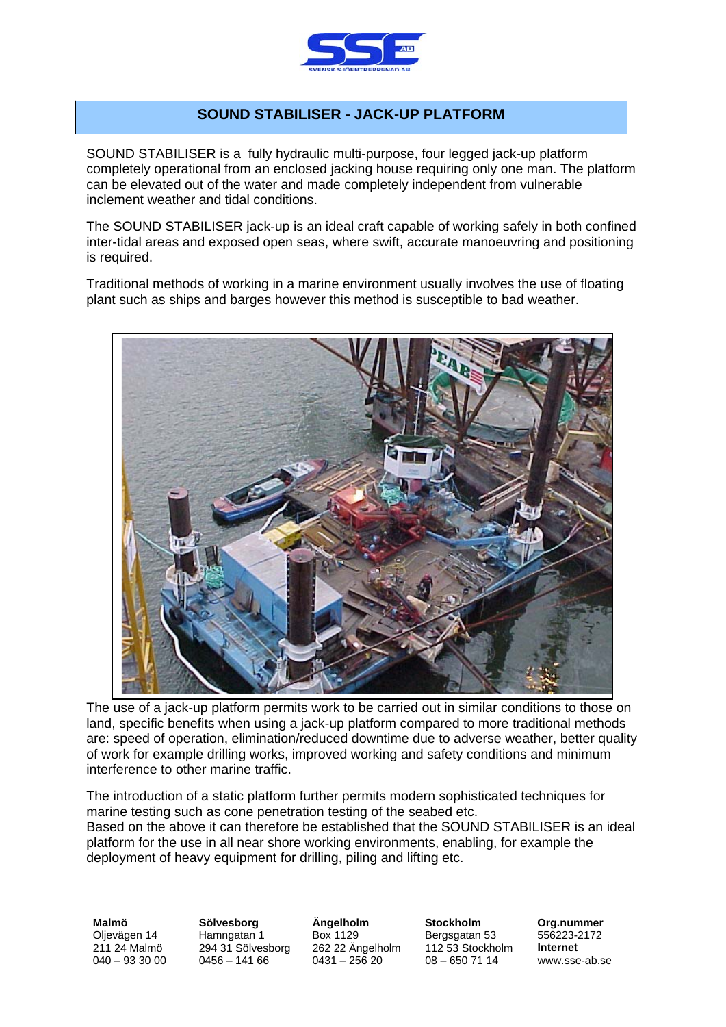# SOUND STABILISER - JACK-UP PLATFORM

SOUND STABILISER is a fully hydraulic multi-purpose, four legged jack-up platform completely operational from an enclosed jacking house requiring only one man. The platform can be elevated out of the water and made completely independent from vulnerable inclement weather and tidal conditions.

The SOUND STABILISER jack-up is an ideal craft capable of working safely in both confined inter-tidal areas and exposed open seas, where swift, accurate manoeuvring and positioning is required.

Traditional methods of working in a marine environment usually involves the use of floating plant such as ships and barges however this method is susceptible to bad weather.

The use of a jack-up platform permits work to be carried out in similar conditions to those on land, specific benefits when using a jack-up platform compared to more traditional methods are: speed of operation, elimination/reduced downtime due to adverse weather, better quality of work for example drilling works, improved working and safety conditions and minimum interference to other marine traffic.

The introduction of a static platform further permits modern sophisticated techniques for marine testing such as cone penetration testing of the seabed etc.
Based on the above it can therefore be established that the SOUND STABILISER is an ideal platform for the use in all near shore working environments, enabling, for example the deployment of heavy equipment for drilling, piling and lifting etc.

**Malmö**
Oljevägen 14
211 24 Malmö
040 – 93 30 00

**Sölvesborg**
Hamngatan 1
294 31 Sölvesborg
0456 – 141 66

**Ängelholm**
Box 1129
262 22 Ängelholm
0431 – 256 20

**Stockholm**
Bergsgatan 53
112 53 Stockholm
08 – 650 71 14

**Org.nummer**
556223-2172
**Internet**
www.sse-ab.se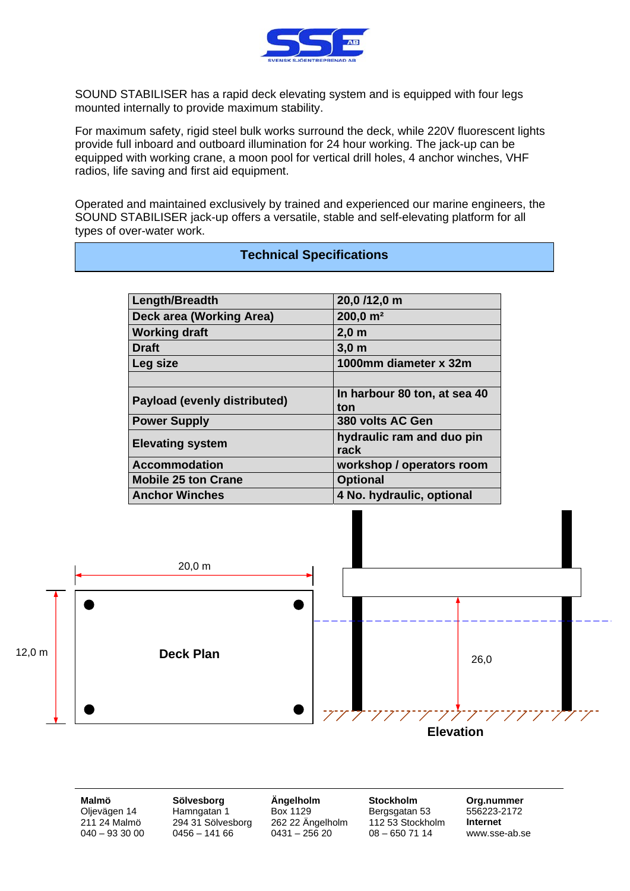SOUND STABILISER has a rapid deck elevating system and is equipped with four legs mounted internally to provide maximum stability.

For maximum safety, rigid steel bulk works surround the deck, while 220V fluorescent lights provide full inboard and outboard illumination for 24 hour working. The jack-up can be equipped with working crane, a moon pool for vertical drill holes, 4 anchor winches, VHF radios, life saving and first aid equipment.

Operated and maintained exclusively by trained and experienced our marine engineers, the SOUND STABILISER jack-up offers a versatile, stable and self-elevating platform for all types of over-water work.

## Technical Specifications

| | |
|---|---|
| **Length/Breadth** | **20,0 /12,0 m** |
| **Deck area (Working Area)** | **200,0 m²** |
| **Working draft** | **2,0 m** |
| **Draft** | **3,0 m** |
| **Leg size** | **1000mm diameter x 32m** |
| | |
| **Payload (evenly distributed)** | **In harbour 80 ton, at sea 40 ton** |
| **Power Supply** | **380 volts AC Gen** |
| **Elevating system** | **hydraulic ram and duo pin rack** |
| **Accommodation** | **workshop / operators room** |
| **Mobile 25 ton Crane** | **Optional** |
| **Anchor Winches** | **4 No. hydraulic, optional** |

20,0 m

12,0 m

**Deck Plan**

26,0

**Elevation**

**Malmö**
Oljevägen 14
211 24 Malmö
040 – 93 30 00

**Sölvesborg**
Hamngatan 1
294 31 Sölvesborg
0456 – 141 66

**Ängelholm**
Box 1129
262 22 Ängelholm
0431 – 256 20

**Stockholm**
Bergsgatan 53
112 53 Stockholm
08 – 650 71 14

**Org.nummer**
556223-2172
**Internet**
www.sse-ab.se